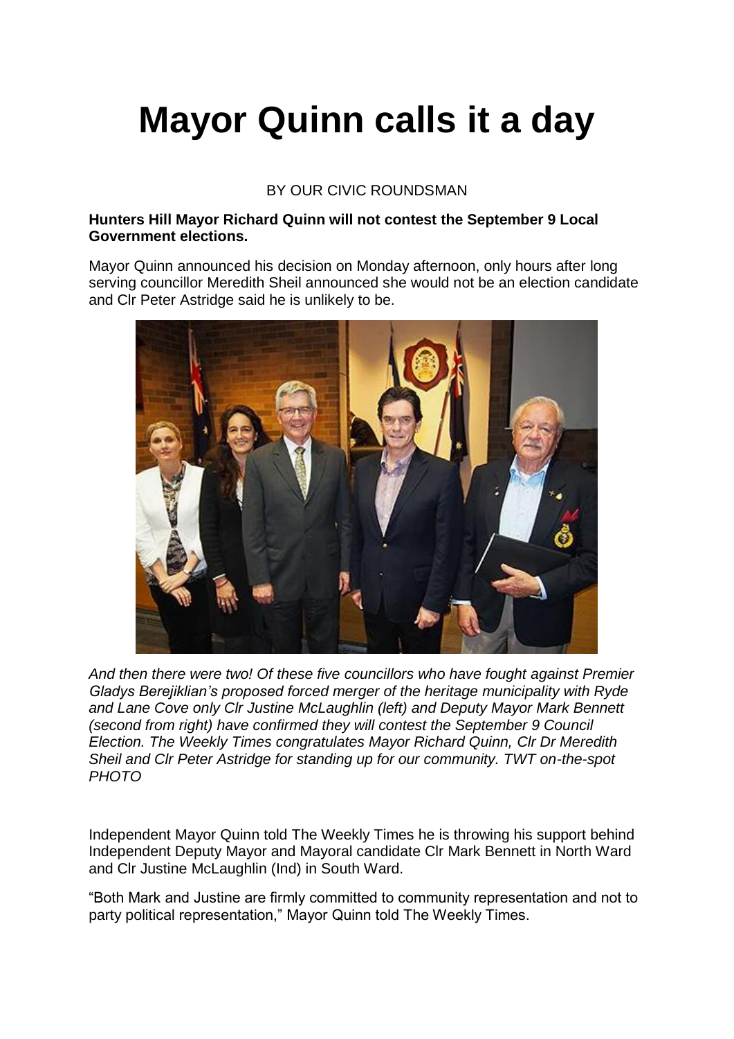# Mayor Quinn calls it a day

BY OUR CIVIC ROUNDSMAN

**Hunters Hill Mayor Richard Quinn will not contest the September 9 Local Government elections.**

Mayor Quinn announced his decision on Monday afternoon, only hours after long serving councillor Meredith Sheil announced she would not be an election candidate and Clr Peter Astridge said he is unlikely to be.

*And then there were two! Of these five councillors who have fought against Premier Gladys Berejiklian's proposed forced merger of the heritage municipality with Ryde and Lane Cove only Clr Justine McLaughlin (left) and Deputy Mayor Mark Bennett (second from right) have confirmed they will contest the September 9 Council Election. The Weekly Times congratulates Mayor Richard Quinn, Clr Dr Meredith Sheil and Clr Peter Astridge for standing up for our community. TWT on-the-spot PHOTO*

Independent Mayor Quinn told The Weekly Times he is throwing his support behind Independent Deputy Mayor and Mayoral candidate Clr Mark Bennett in North Ward and Clr Justine McLaughlin (Ind) in South Ward.

"Both Mark and Justine are firmly committed to community representation and not to party political representation," Mayor Quinn told The Weekly Times.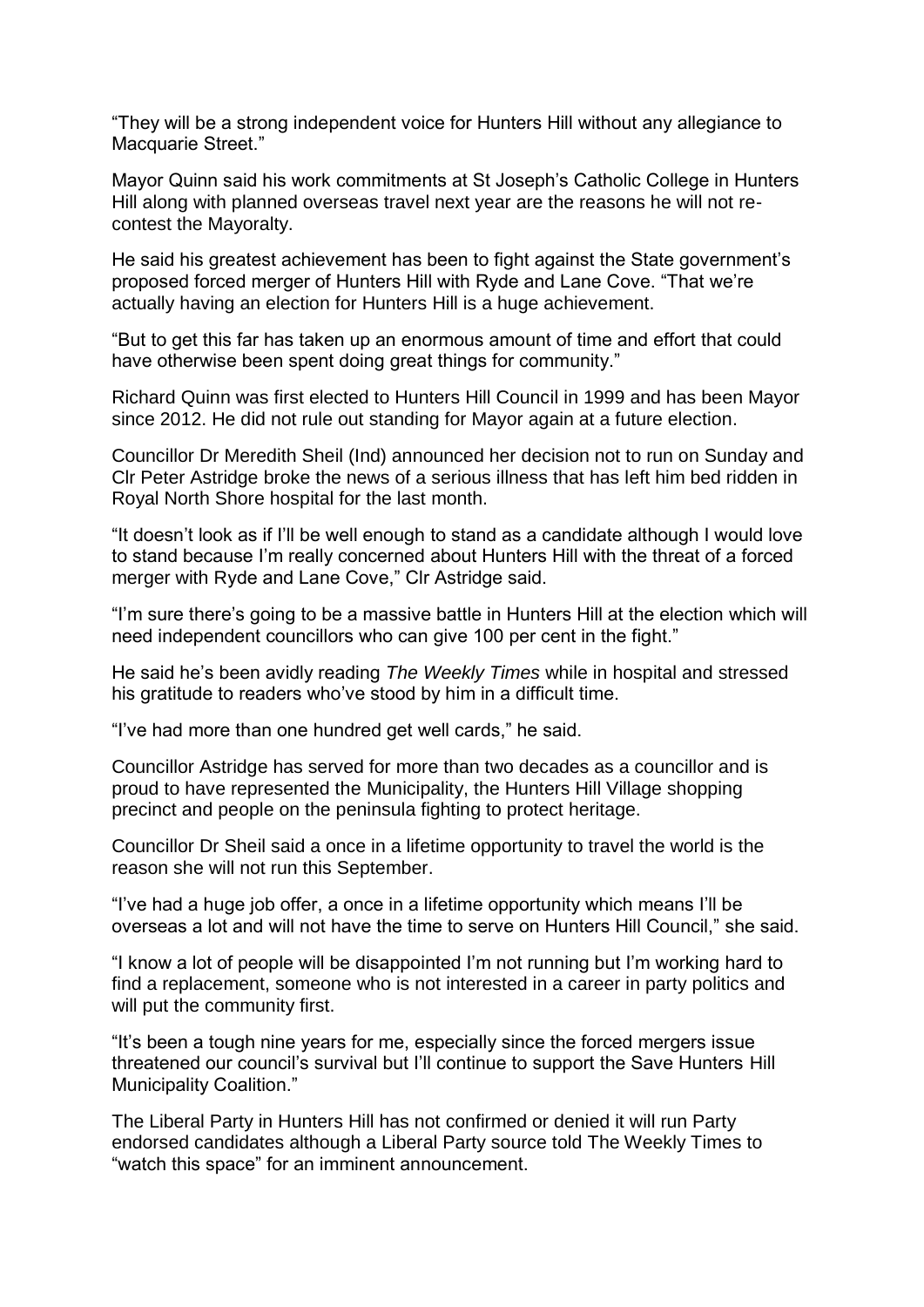"They will be a strong independent voice for Hunters Hill without any allegiance to Macquarie Street."

Mayor Quinn said his work commitments at St Joseph's Catholic College in Hunters Hill along with planned overseas travel next year are the reasons he will not re-contest the Mayoralty.

He said his greatest achievement has been to fight against the State government's proposed forced merger of Hunters Hill with Ryde and Lane Cove. "That we're actually having an election for Hunters Hill is a huge achievement.

"But to get this far has taken up an enormous amount of time and effort that could have otherwise been spent doing great things for community."

Richard Quinn was first elected to Hunters Hill Council in 1999 and has been Mayor since 2012. He did not rule out standing for Mayor again at a future election.

Councillor Dr Meredith Sheil (Ind) announced her decision not to run on Sunday and Clr Peter Astridge broke the news of a serious illness that has left him bed ridden in Royal North Shore hospital for the last month.

"It doesn't look as if I'll be well enough to stand as a candidate although I would love to stand because I'm really concerned about Hunters Hill with the threat of a forced merger with Ryde and Lane Cove," Clr Astridge said.

"I'm sure there's going to be a massive battle in Hunters Hill at the election which will need independent councillors who can give 100 per cent in the fight."

He said he's been avidly reading *The Weekly Times* while in hospital and stressed his gratitude to readers who've stood by him in a difficult time.

"I've had more than one hundred get well cards," he said.

Councillor Astridge has served for more than two decades as a councillor and is proud to have represented the Municipality, the Hunters Hill Village shopping precinct and people on the peninsula fighting to protect heritage.

Councillor Dr Sheil said a once in a lifetime opportunity to travel the world is the reason she will not run this September.

"I've had a huge job offer, a once in a lifetime opportunity which means I'll be overseas a lot and will not have the time to serve on Hunters Hill Council," she said.

"I know a lot of people will be disappointed I'm not running but I'm working hard to find a replacement, someone who is not interested in a career in party politics and will put the community first.

"It's been a tough nine years for me, especially since the forced mergers issue threatened our council's survival but I'll continue to support the Save Hunters Hill Municipality Coalition."

The Liberal Party in Hunters Hill has not confirmed or denied it will run Party endorsed candidates although a Liberal Party source told The Weekly Times to "watch this space" for an imminent announcement.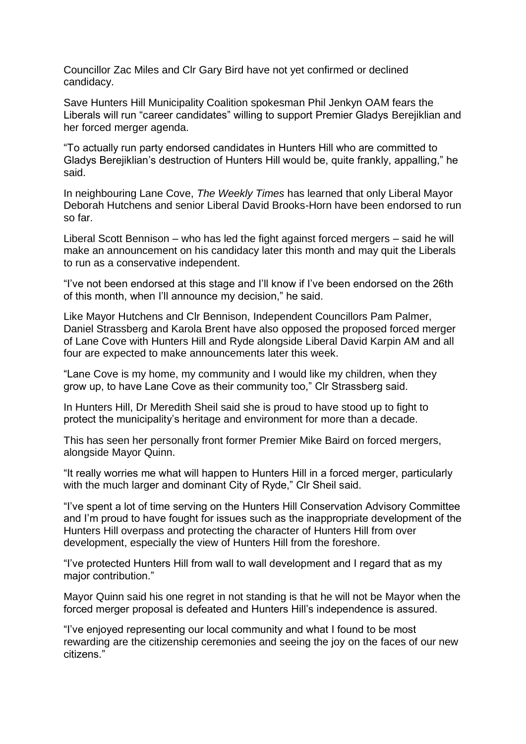Councillor Zac Miles and Clr Gary Bird have not yet confirmed or declined candidacy.

Save Hunters Hill Municipality Coalition spokesman Phil Jenkyn OAM fears the Liberals will run "career candidates" willing to support Premier Gladys Berejiklian and her forced merger agenda.

"To actually run party endorsed candidates in Hunters Hill who are committed to Gladys Berejiklian's destruction of Hunters Hill would be, quite frankly, appalling," he said.

In neighbouring Lane Cove, *The Weekly Times* has learned that only Liberal Mayor Deborah Hutchens and senior Liberal David Brooks-Horn have been endorsed to run so far.

Liberal Scott Bennison – who has led the fight against forced mergers – said he will make an announcement on his candidacy later this month and may quit the Liberals to run as a conservative independent.

"I've not been endorsed at this stage and I'll know if I've been endorsed on the 26th of this month, when I'll announce my decision," he said.

Like Mayor Hutchens and Clr Bennison, Independent Councillors Pam Palmer, Daniel Strassberg and Karola Brent have also opposed the proposed forced merger of Lane Cove with Hunters Hill and Ryde alongside Liberal David Karpin AM and all four are expected to make announcements later this week.

"Lane Cove is my home, my community and I would like my children, when they grow up, to have Lane Cove as their community too," Clr Strassberg said.

In Hunters Hill, Dr Meredith Sheil said she is proud to have stood up to fight to protect the municipality's heritage and environment for more than a decade.

This has seen her personally front former Premier Mike Baird on forced mergers, alongside Mayor Quinn.

"It really worries me what will happen to Hunters Hill in a forced merger, particularly with the much larger and dominant City of Ryde," Clr Sheil said.

"I've spent a lot of time serving on the Hunters Hill Conservation Advisory Committee and I'm proud to have fought for issues such as the inappropriate development of the Hunters Hill overpass and protecting the character of Hunters Hill from over development, especially the view of Hunters Hill from the foreshore.

"I've protected Hunters Hill from wall to wall development and I regard that as my major contribution."

Mayor Quinn said his one regret in not standing is that he will not be Mayor when the forced merger proposal is defeated and Hunters Hill's independence is assured.

"I've enjoyed representing our local community and what I found to be most rewarding are the citizenship ceremonies and seeing the joy on the faces of our new citizens."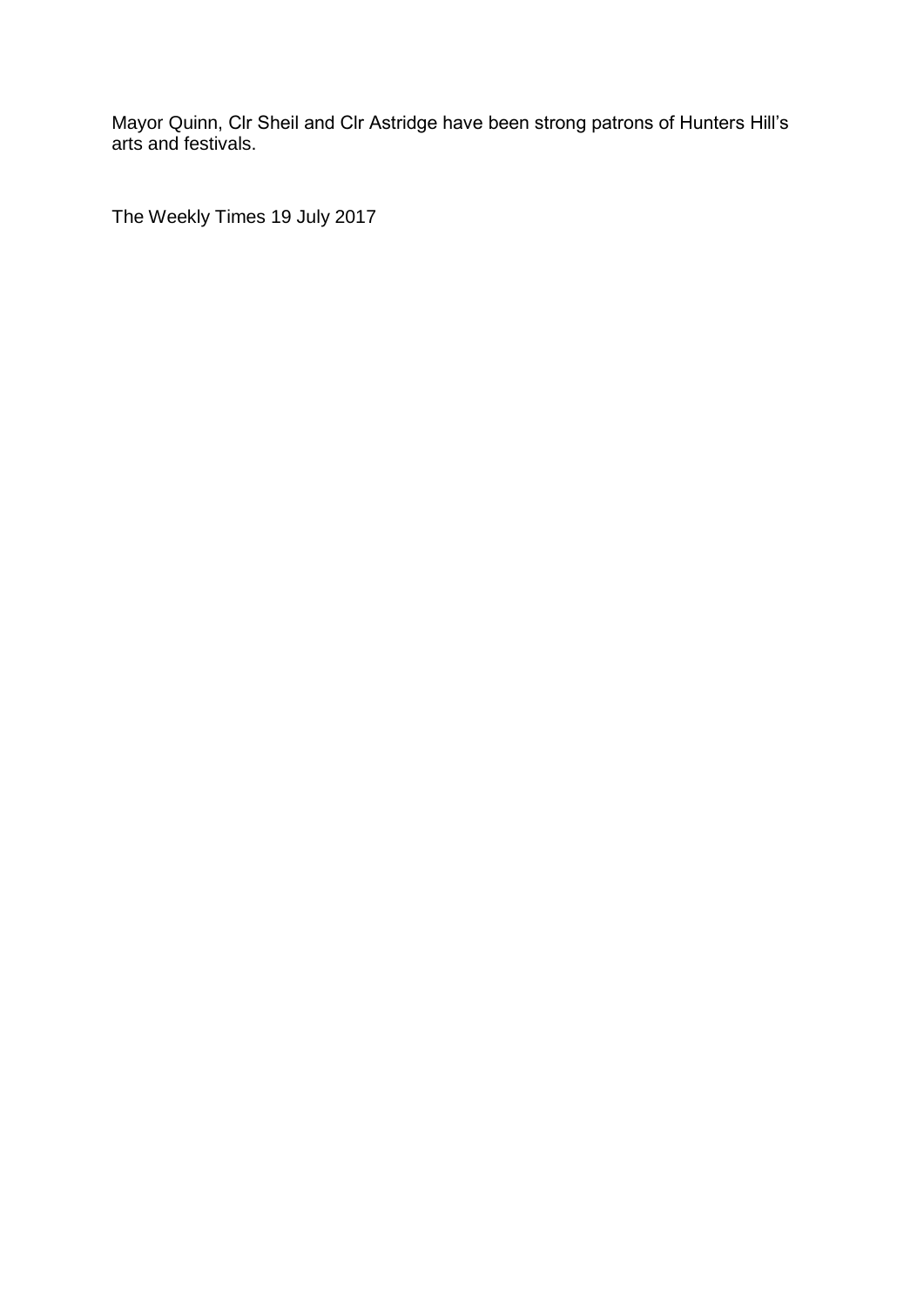Mayor Quinn, Clr Sheil and Clr Astridge have been strong patrons of Hunters Hill's arts and festivals.

The Weekly Times 19 July 2017